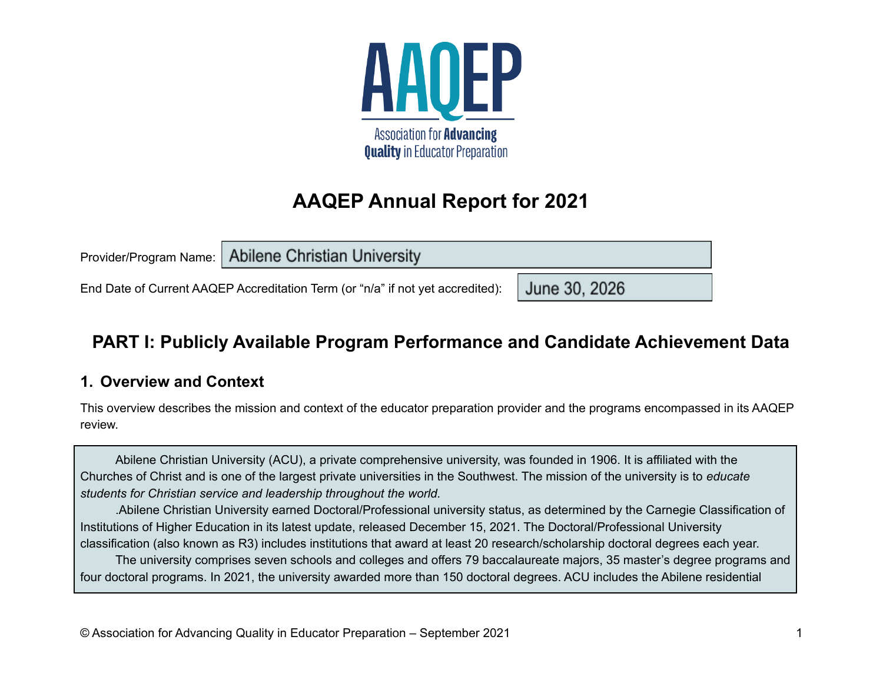# AAQEP Annual Report for 2021

Provider/Program Name: Abilene Christian University

End Date of Current AAQEP Accreditation Term (or "n/a" if not yet accredited): June 30, 2026

## PART I: Publicly Available Program Performance and Candidate Achievement Data

### 1. Overview and Context

This overview describes the mission and context of the educator preparation provider and the programs encompassed in its AAQEP review.

Abilene Christian University (ACU), a private comprehensive university, was founded in 1906. It is affiliated with the Churches of Christ and is one of the largest private universities in the Southwest. The mission of the university is to *educate students for Christian service and leadership throughout the world.*

.Abilene Christian University earned Doctoral/Professional university status, as determined by the Carnegie Classification of Institutions of Higher Education in its latest update, released December 15, 2021. The Doctoral/Professional University classification (also known as R3) includes institutions that award at least 20 research/scholarship doctoral degrees each year.

The university comprises seven schools and colleges and offers 79 baccalaureate majors, 35 master's degree programs and four doctoral programs. In 2021, the university awarded more than 150 doctoral degrees. ACU includes the Abilene residential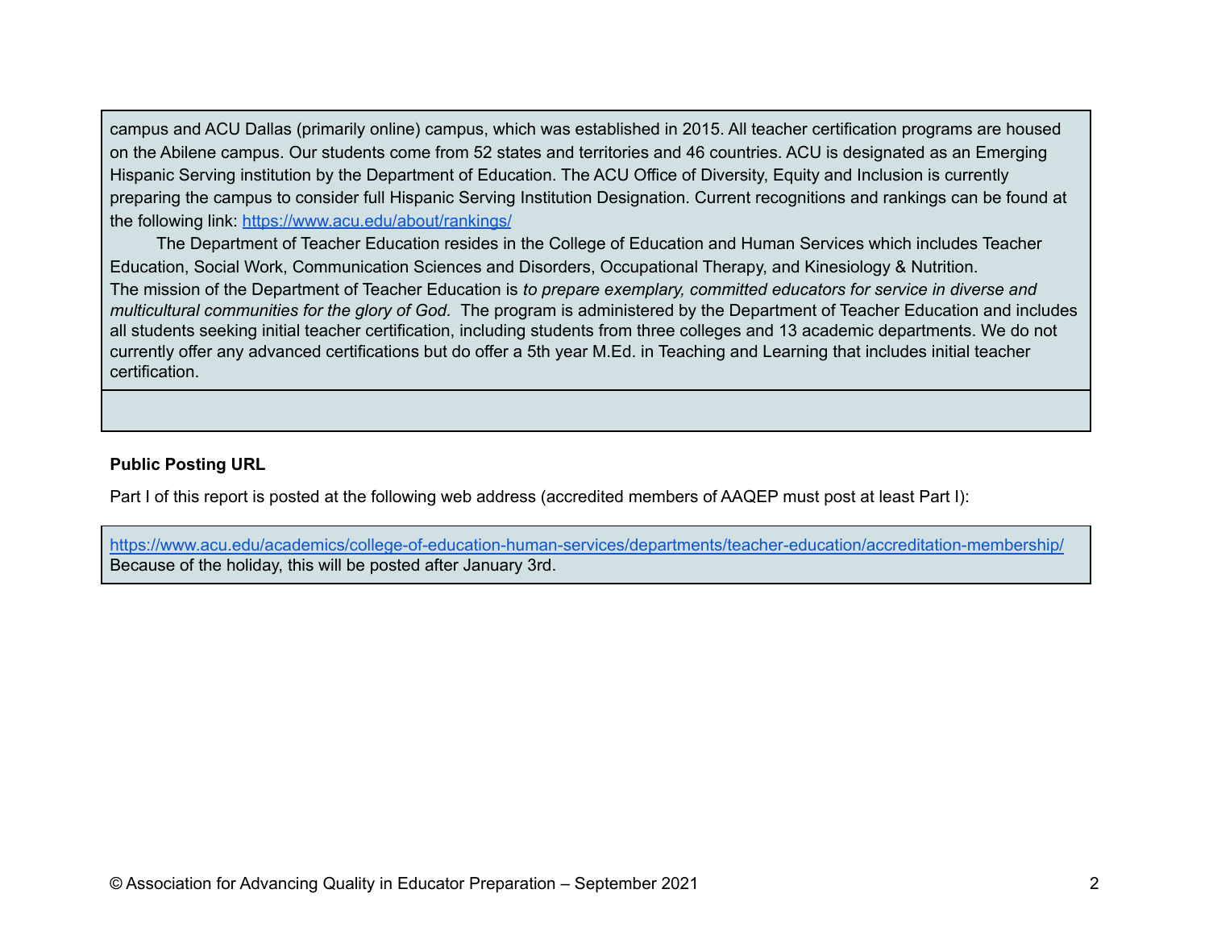campus and ACU Dallas (primarily online) campus, which was established in 2015. All teacher certification programs are housed on the Abilene campus. Our students come from 52 states and territories and 46 countries. ACU is designated as an Emerging Hispanic Serving institution by the Department of Education. The ACU Office of Diversity, Equity and Inclusion is currently preparing the campus to consider full Hispanic Serving Institution Designation. Current recognitions and rankings can be found at the following link: https://www.acu.edu/about/rankings/

The Department of Teacher Education resides in the College of Education and Human Services which includes Teacher Education, Social Work, Communication Sciences and Disorders, Occupational Therapy, and Kinesiology & Nutrition. The mission of the Department of Teacher Education is *to prepare exemplary, committed educators for service in diverse and multicultural communities for the glory of God.* The program is administered by the Department of Teacher Education and includes all students seeking initial teacher certification, including students from three colleges and 13 academic departments. We do not currently offer any advanced certifications but do offer a 5th year M.Ed. in Teaching and Learning that includes initial teacher certification.

**Public Posting URL**

Part I of this report is posted at the following web address (accredited members of AAQEP must post at least Part I):

https://www.acu.edu/academics/college-of-education-human-services/departments/teacher-education/accreditation-membership/
Because of the holiday, this will be posted after January 3rd.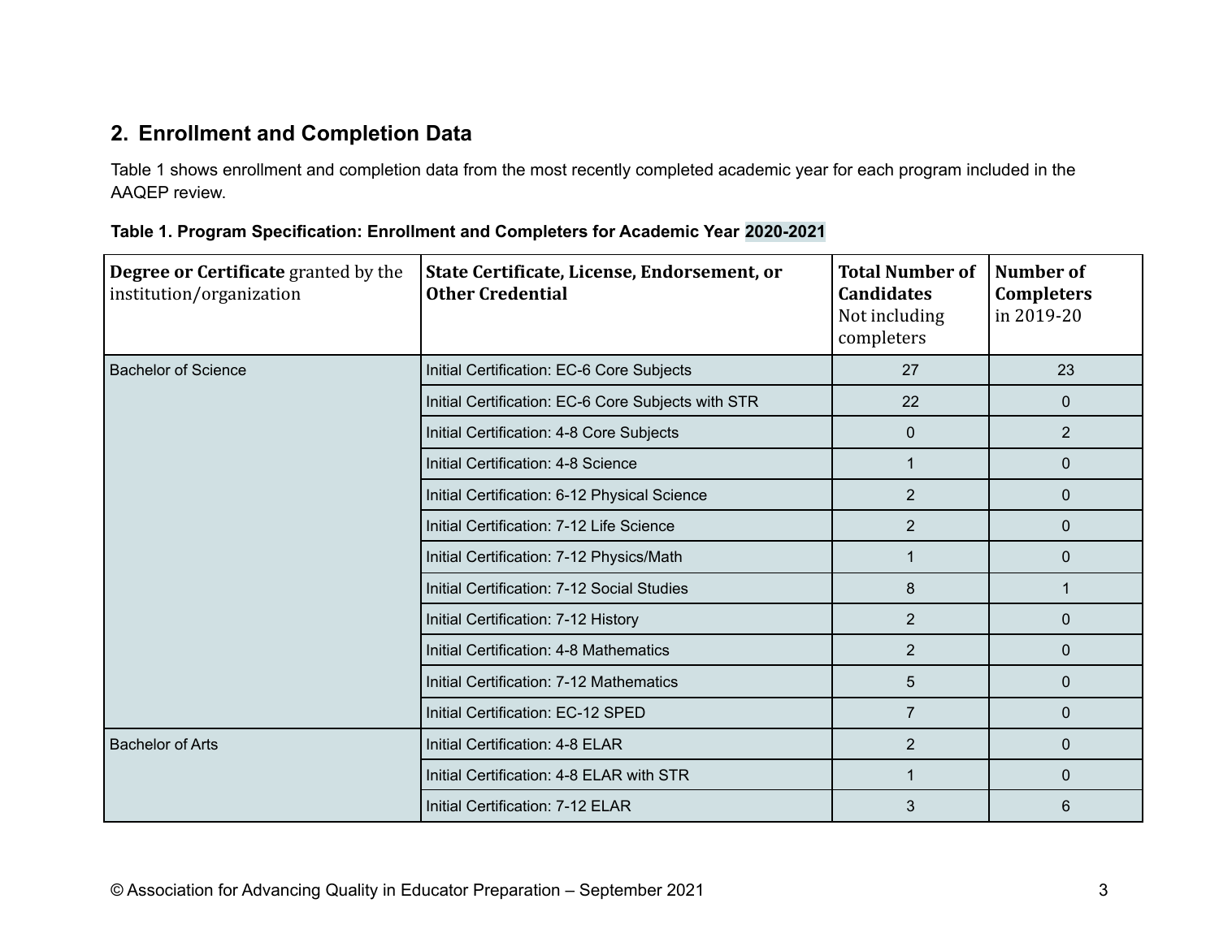## 2. Enrollment and Completion Data

Table 1 shows enrollment and completion data from the most recently completed academic year for each program included in the AAQEP review.

**Table 1. Program Specification: Enrollment and Completers for Academic Year 2020-2021**

| **Degree or Certificate** granted by the institution/organization | **State Certificate, License, Endorsement, or Other Credential** | **Total Number of Candidates** Not including completers | **Number of Completers** in 2019-20 |
|---|---|---|---|
| Bachelor of Science | Initial Certification: EC-6 Core Subjects | 27 | 23 |
| | Initial Certification: EC-6 Core Subjects with STR | 22 | 0 |
| | Initial Certification: 4-8 Core Subjects | 0 | 2 |
| | Initial Certification: 4-8 Science | 1 | 0 |
| | Initial Certification: 6-12 Physical Science | 2 | 0 |
| | Initial Certification: 7-12 Life Science | 2 | 0 |
| | Initial Certification: 7-12 Physics/Math | 1 | 0 |
| | Initial Certification: 7-12 Social Studies | 8 | 1 |
| | Initial Certification: 7-12 History | 2 | 0 |
| | Initial Certification: 4-8 Mathematics | 2 | 0 |
| | Initial Certification: 7-12 Mathematics | 5 | 0 |
| | Initial Certification: EC-12 SPED | 7 | 0 |
| Bachelor of Arts | Initial Certification: 4-8 ELAR | 2 | 0 |
| | Initial Certification: 4-8 ELAR with STR | 1 | 0 |
| | Initial Certification: 7-12 ELAR | 3 | 6 |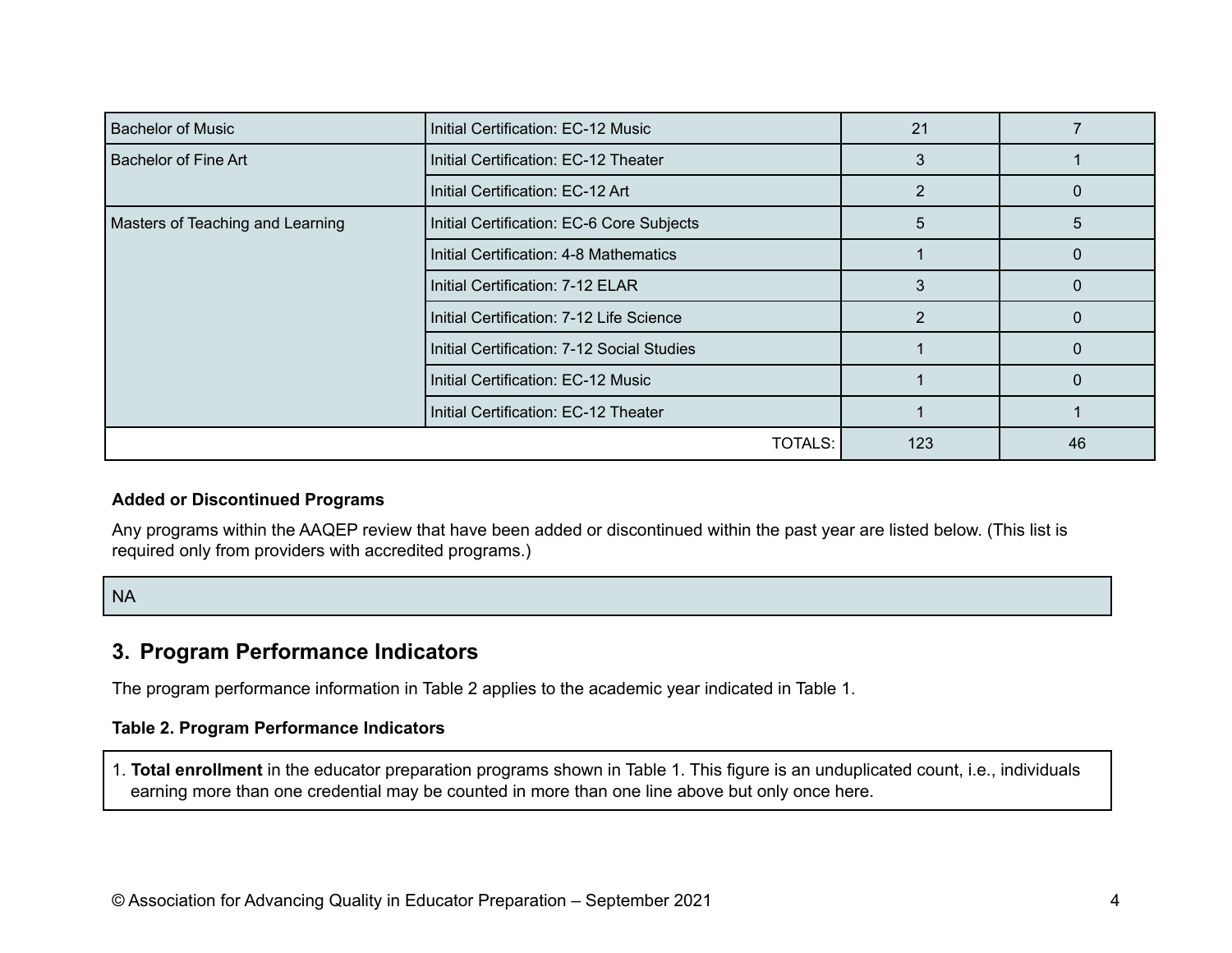| | | | |
|---|---|---|---|
| Bachelor of Music | Initial Certification: EC-12 Music | 21 | 7 |
| Bachelor of Fine Art | Initial Certification: EC-12 Theater | 3 | 1 |
| | Initial Certification: EC-12 Art | 2 | 0 |
| Masters of Teaching and Learning | Initial Certification: EC-6 Core Subjects | 5 | 5 |
| | Initial Certification: 4-8 Mathematics | 1 | 0 |
| | Initial Certification: 7-12 ELAR | 3 | 0 |
| | Initial Certification: 7-12 Life Science | 2 | 0 |
| | Initial Certification: 7-12 Social Studies | 1 | 0 |
| | Initial Certification: EC-12 Music | 1 | 0 |
| | Initial Certification: EC-12 Theater | 1 | 1 |
| | TOTALS: | 123 | 46 |

**Added or Discontinued Programs**

Any programs within the AAQEP review that have been added or discontinued within the past year are listed below. (This list is required only from providers with accredited programs.)

NA

## 3. Program Performance Indicators

The program performance information in Table 2 applies to the academic year indicated in Table 1.

**Table 2. Program Performance Indicators**

1. **Total enrollment** in the educator preparation programs shown in Table 1. This figure is an unduplicated count, i.e., individuals earning more than one credential may be counted in more than one line above but only once here.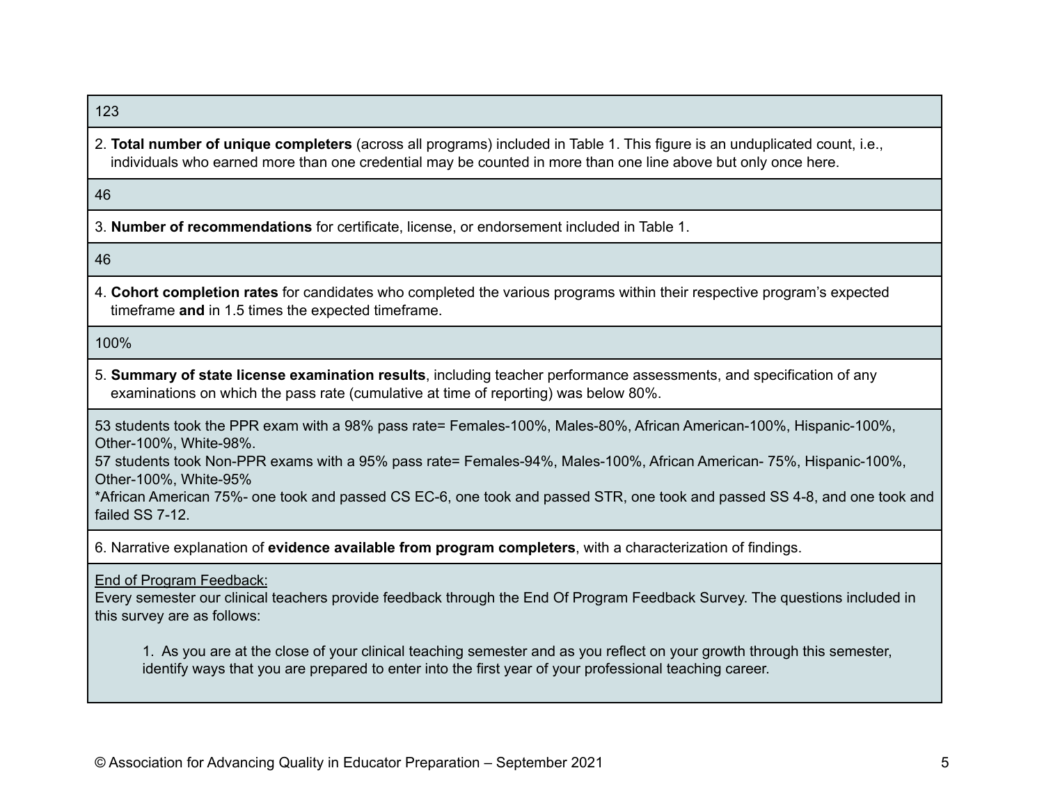123

2. **Total number of unique completers** (across all programs) included in Table 1. This figure is an unduplicated count, i.e., individuals who earned more than one credential may be counted in more than one line above but only once here.

46

3. **Number of recommendations** for certificate, license, or endorsement included in Table 1.

46

4. **Cohort completion rates** for candidates who completed the various programs within their respective program's expected timeframe **and** in 1.5 times the expected timeframe.

100%

5. **Summary of state license examination results**, including teacher performance assessments, and specification of any examinations on which the pass rate (cumulative at time of reporting) was below 80%.

53 students took the PPR exam with a 98% pass rate= Females-100%, Males-80%, African American-100%, Hispanic-100%, Other-100%, White-98%.
57 students took Non-PPR exams with a 95% pass rate= Females-94%, Males-100%, African American- 75%, Hispanic-100%, Other-100%, White-95%
*African American 75%- one took and passed CS EC-6, one took and passed STR, one took and passed SS 4-8, and one took and failed SS 7-12.

6. Narrative explanation of **evidence available from program completers**, with a characterization of findings.

<u>End of Program Feedback:</u>
Every semester our clinical teachers provide feedback through the End Of Program Feedback Survey. The questions included in this survey are as follows:

1. As you are at the close of your clinical teaching semester and as you reflect on your growth through this semester, identify ways that you are prepared to enter into the first year of your professional teaching career.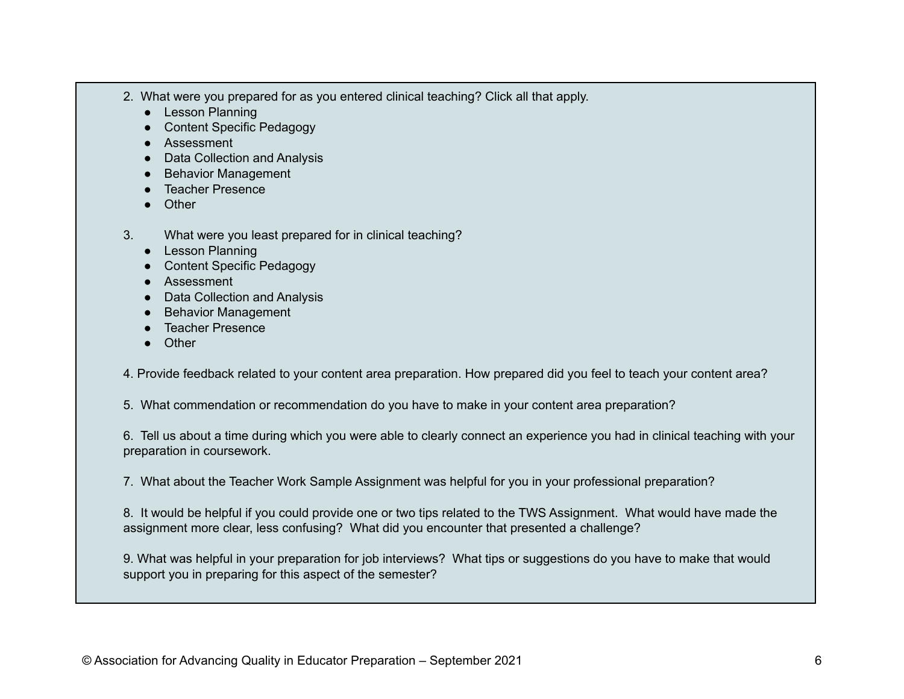2. What were you prepared for as you entered clinical teaching? Click all that apply.
   - Lesson Planning
   - Content Specific Pedagogy
   - Assessment
   - Data Collection and Analysis
   - Behavior Management
   - Teacher Presence
   - Other

3. What were you least prepared for in clinical teaching?
   - Lesson Planning
   - Content Specific Pedagogy
   - Assessment
   - Data Collection and Analysis
   - Behavior Management
   - Teacher Presence
   - Other

4. Provide feedback related to your content area preparation. How prepared did you feel to teach your content area?

5. What commendation or recommendation do you have to make in your content area preparation?

6. Tell us about a time during which you were able to clearly connect an experience you had in clinical teaching with your preparation in coursework.

7. What about the Teacher Work Sample Assignment was helpful for you in your professional preparation?

8. It would be helpful if you could provide one or two tips related to the TWS Assignment. What would have made the assignment more clear, less confusing? What did you encounter that presented a challenge?

9. What was helpful in your preparation for job interviews? What tips or suggestions do you have to make that would support you in preparing for this aspect of the semester?

© Association for Advancing Quality in Educator Preparation – September 2021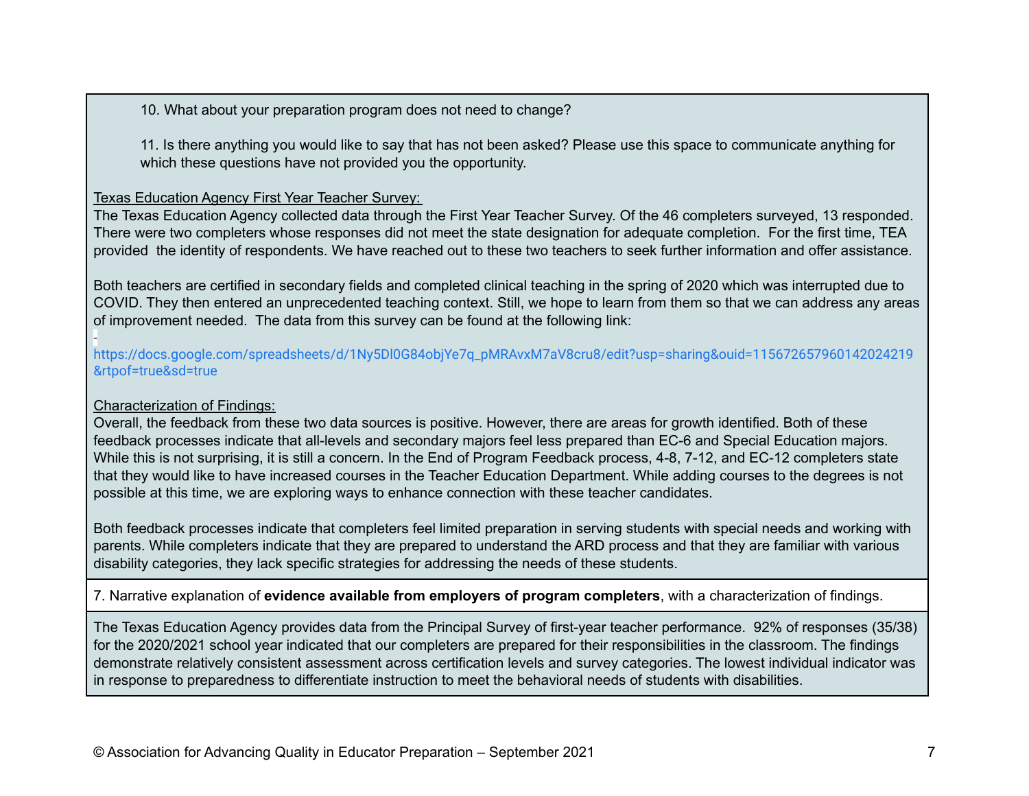10. What about your preparation program does not need to change?

11. Is there anything you would like to say that has not been asked? Please use this space to communicate anything for which these questions have not provided you the opportunity.

Texas Education Agency First Year Teacher Survey:

The Texas Education Agency collected data through the First Year Teacher Survey. Of the 46 completers surveyed, 13 responded. There were two completers whose responses did not meet the state designation for adequate completion. For the first time, TEA provided the identity of respondents. We have reached out to these two teachers to seek further information and offer assistance.

Both teachers are certified in secondary fields and completed clinical teaching in the spring of 2020 which was interrupted due to COVID. They then entered an unprecedented teaching context. Still, we hope to learn from them so that we can address any areas of improvement needed. The data from this survey can be found at the following link:

-

https://docs.google.com/spreadsheets/d/1Ny5Dl0G84objYe7q_pMRAvxM7aV8cru8/edit?usp=sharing&ouid=115672657960142024219&rtpof=true&sd=true

Characterization of Findings:

Overall, the feedback from these two data sources is positive. However, there are areas for growth identified. Both of these feedback processes indicate that all-levels and secondary majors feel less prepared than EC-6 and Special Education majors. While this is not surprising, it is still a concern. In the End of Program Feedback process, 4-8, 7-12, and EC-12 completers state that they would like to have increased courses in the Teacher Education Department. While adding courses to the degrees is not possible at this time, we are exploring ways to enhance connection with these teacher candidates.

Both feedback processes indicate that completers feel limited preparation in serving students with special needs and working with parents. While completers indicate that they are prepared to understand the ARD process and that they are familiar with various disability categories, they lack specific strategies for addressing the needs of these students.

7. Narrative explanation of **evidence available from employers of program completers**, with a characterization of findings.

The Texas Education Agency provides data from the Principal Survey of first-year teacher performance. 92% of responses (35/38) for the 2020/2021 school year indicated that our completers are prepared for their responsibilities in the classroom. The findings demonstrate relatively consistent assessment across certification levels and survey categories. The lowest individual indicator was in response to preparedness to differentiate instruction to meet the behavioral needs of students with disabilities.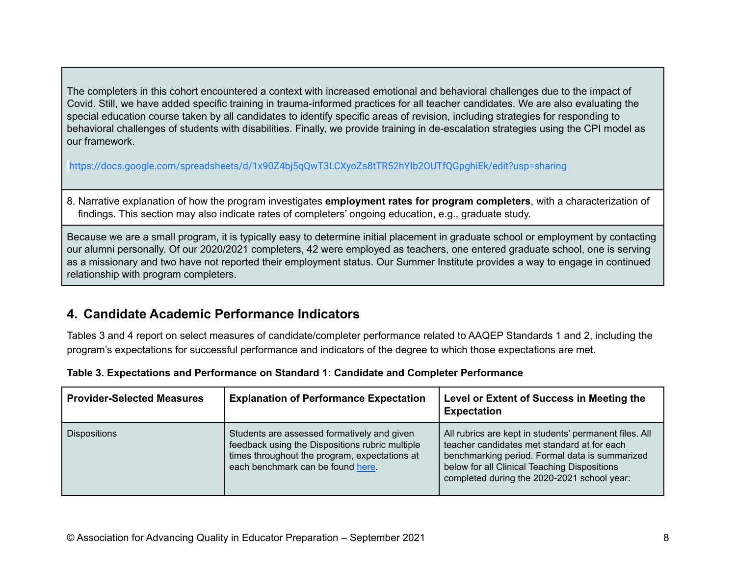The completers in this cohort encountered a context with increased emotional and behavioral challenges due to the impact of Covid. Still, we have added specific training in trauma-informed practices for all teacher candidates. We are also evaluating the special education course taken by all candidates to identify specific areas of revision, including strategies for responding to behavioral challenges of students with disabilities. Finally, we provide training in de-escalation strategies using the CPI model as our framework.

https://docs.google.com/spreadsheets/d/1x90Z4bj5qQwT3LCXyoZs8tTR52hYIb2OUTfQGpghiEk/edit?usp=sharing

8. Narrative explanation of how the program investigates **employment rates for program completers**, with a characterization of findings. This section may also indicate rates of completers' ongoing education, e.g., graduate study.

Because we are a small program, it is typically easy to determine initial placement in graduate school or employment by contacting our alumni personally. Of our 2020/2021 completers, 42 were employed as teachers, one entered graduate school, one is serving as a missionary and two have not reported their employment status. Our Summer Institute provides a way to engage in continued relationship with program completers.

## 4. Candidate Academic Performance Indicators

Tables 3 and 4 report on select measures of candidate/completer performance related to AAQEP Standards 1 and 2, including the program's expectations for successful performance and indicators of the degree to which those expectations are met.

**Table 3. Expectations and Performance on Standard 1: Candidate and Completer Performance**

| Provider-Selected Measures | Explanation of Performance Expectation | Level or Extent of Success in Meeting the Expectation |
|---|---|---|
| Dispositions | Students are assessed formatively and given feedback using the Dispositions rubric multiple times throughout the program, expectations at each benchmark can be found [here](). | All rubrics are kept in students' permanent files. All teacher candidates met standard at for each benchmarking period. Formal data is summarized below for all Clinical Teaching Dispositions completed during the 2020-2021 school year: |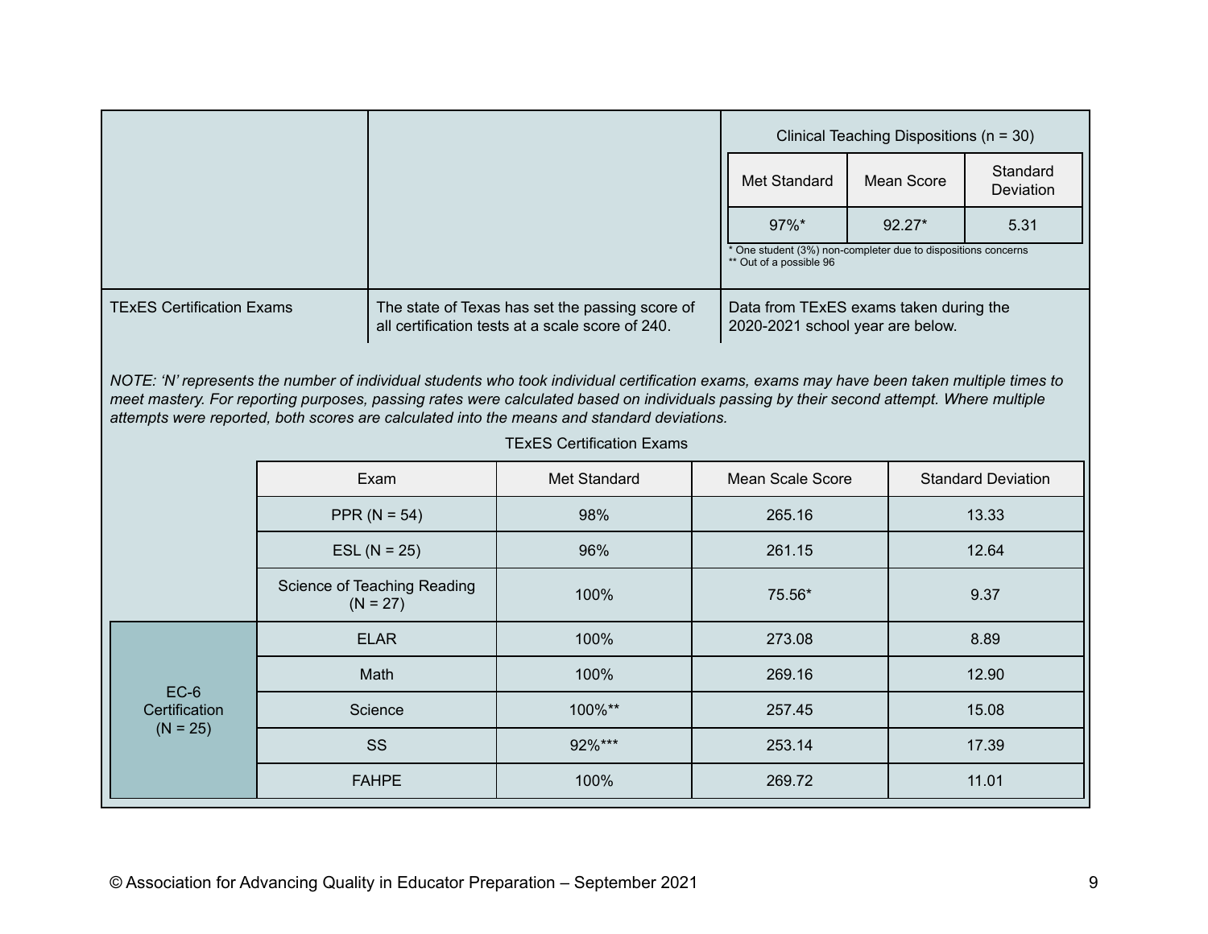| | | Clinical Teaching Dispositions (n = 30) | | |
|---|---|---|---|---|
| | | Met Standard | Mean Score | Standard Deviation |
| | | 97%* | 92.27* | 5.31 |

\* One student (3%) non-completer due to dispositions concerns
** Out of a possible 96

| | | |
|---|---|---|
| TExES Certification Exams | The state of Texas has set the passing score of all certification tests at a scale score of 240. | Data from TExES exams taken during the 2020-2021 school year are below. |

*NOTE: 'N' represents the number of individual students who took individual certification exams, exams may have been taken multiple times to meet mastery. For reporting purposes, passing rates were calculated based on individuals passing by their second attempt. Where multiple attempts were reported, both scores are calculated into the means and standard deviations.*

TExES Certification Exams

| | Exam | Met Standard | Mean Scale Score | Standard Deviation |
|---|---|---|---|---|
| | PPR (N = 54) | 98% | 265.16 | 13.33 |
| | ESL (N = 25) | 96% | 261.15 | 12.64 |
| | Science of Teaching Reading (N = 27) | 100% | 75.56* | 9.37 |
| EC-6 Certification (N = 25) | ELAR | 100% | 273.08 | 8.89 |
| | Math | 100% | 269.16 | 12.90 |
| | Science | 100%** | 257.45 | 15.08 |
| | SS | 92%*** | 253.14 | 17.39 |
| | FAHPE | 100% | 269.72 | 11.01 |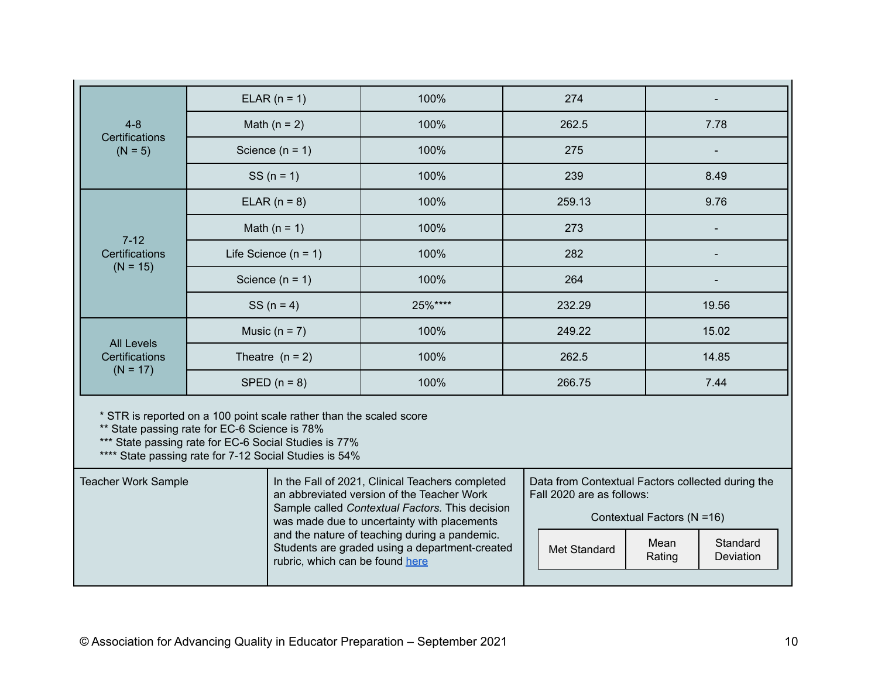| | | | | |
|---|---|---|---|---|
| 4-8 Certifications (N = 5) | ELAR (n = 1) | 100% | 274 | - |
| | Math (n = 2) | 100% | 262.5 | 7.78 |
| | Science (n = 1) | 100% | 275 | - |
| | SS (n = 1) | 100% | 239 | 8.49 |
| 7-12 Certifications (N = 15) | ELAR (n = 8) | 100% | 259.13 | 9.76 |
| | Math (n = 1) | 100% | 273 | - |
| | Life Science (n = 1) | 100% | 282 | - |
| | Science (n = 1) | 100% | 264 | - |
| | SS (n = 4) | 25%**** | 232.29 | 19.56 |
| All Levels Certifications (N = 17) | Music (n = 7) | 100% | 249.22 | 15.02 |
| | Theatre (n = 2) | 100% | 262.5 | 14.85 |
| | SPED (n = 8) | 100% | 266.75 | 7.44 |

* STR is reported on a 100 point scale rather than the scaled score
** State passing rate for EC-6 Science is 78%
*** State passing rate for EC-6 Social Studies is 77%
**** State passing rate for 7-12 Social Studies is 54%

| | | |
|---|---|---|
| Teacher Work Sample | In the Fall of 2021, Clinical Teachers completed an abbreviated version of the Teacher Work Sample called *Contextual Factors.* This decision was made due to uncertainty with placements and the nature of teaching during a pandemic. Students are graded using a department-created rubric, which can be found [here](#) | Data from Contextual Factors collected during the Fall 2020 are as follows: |

Contextual Factors (N =16)

| Met Standard | Mean Rating | Standard Deviation |
|---|---|---|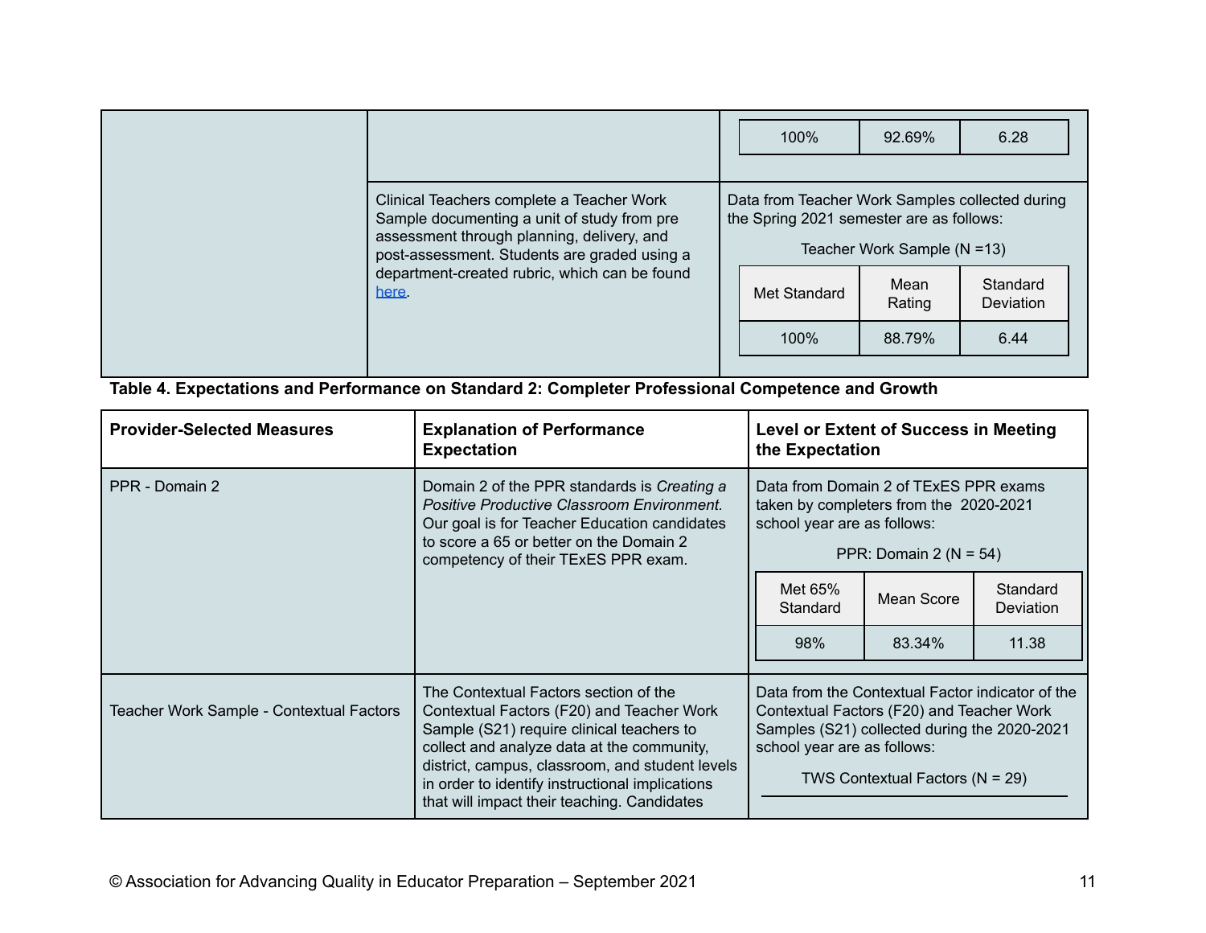| | | |
|---|---|---|
| | | <table><tr><td>100%</td><td>92.69%</td><td>6.28</td></tr></table> |
| | Clinical Teachers complete a Teacher Work Sample documenting a unit of study from pre assessment through planning, delivery, and post-assessment. Students are graded using a department-created rubric, which can be found [here](). | Data from Teacher Work Samples collected during the Spring 2021 semester are as follows:<br><br>Teacher Work Sample (N =13)<br><br><table><tr><td>Met Standard</td><td>Mean Rating</td><td>Standard Deviation</td></tr><tr><td>100%</td><td>88.79%</td><td>6.44</td></tr></table> |

**Table 4. Expectations and Performance on Standard 2: Completer Professional Competence and Growth**

| Provider-Selected Measures | Explanation of Performance Expectation | Level or Extent of Success in Meeting the Expectation |
|---|---|---|
| PPR - Domain 2 | Domain 2 of the PPR standards is *Creating a Positive Productive Classroom Environment.* Our goal is for Teacher Education candidates to score a 65 or better on the Domain 2 competency of their TExES PPR exam. | Data from Domain 2 of TExES PPR exams taken by completers from the 2020-2021 school year are as follows:<br><br>PPR: Domain 2 (N = 54)<br><br><table><tr><td>Met 65% Standard</td><td>Mean Score</td><td>Standard Deviation</td></tr><tr><td>98%</td><td>83.34%</td><td>11.38</td></tr></table> |
| Teacher Work Sample - Contextual Factors | The Contextual Factors section of the Contextual Factors (F20) and Teacher Work Sample (S21) require clinical teachers to collect and analyze data at the community, district, campus, classroom, and student levels in order to identify instructional implications that will impact their teaching. Candidates | Data from the Contextual Factor indicator of the Contextual Factors (F20) and Teacher Work Samples (S21) collected during the 2020-2021 school year are as follows:<br><br>TWS Contextual Factors (N = 29) |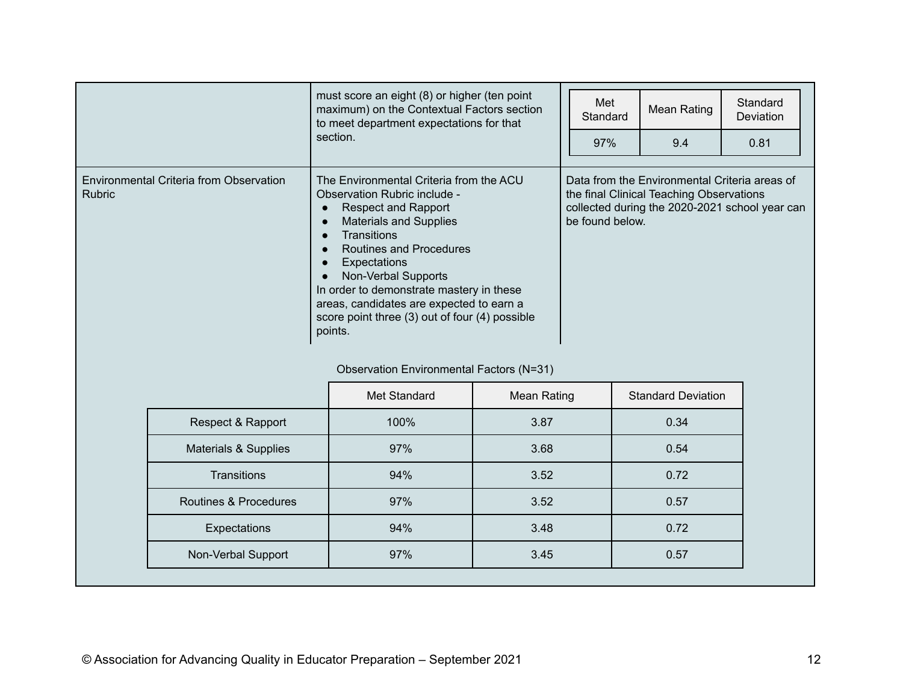| | | |
|---|---|---|
| | must score an eight (8) or higher (ten point maximum) on the Contextual Factors section to meet department expectations for that section. | <table><tr><th>Met Standard</th><th>Mean Rating</th><th>Standard Deviation</th></tr><tr><td>97%</td><td>9.4</td><td>0.81</td></tr></table> |
| Environmental Criteria from Observation Rubric | The Environmental Criteria from the ACU Observation Rubric include - <ul><li>Respect and Rapport</li><li>Materials and Supplies</li><li>Transitions</li><li>Routines and Procedures</li><li>Expectations</li><li>Non-Verbal Supports</li></ul> In order to demonstrate mastery in these areas, candidates are expected to earn a score point three (3) out of four (4) possible points. | Data from the Environmental Criteria areas of the final Clinical Teaching Observations collected during the 2020-2021 school year can be found below. |

Observation Environmental Factors (N=31)

| | Met Standard | Mean Rating | Standard Deviation |
|---|---|---|---|
| Respect & Rapport | 100% | 3.87 | 0.34 |
| Materials & Supplies | 97% | 3.68 | 0.54 |
| Transitions | 94% | 3.52 | 0.72 |
| Routines & Procedures | 97% | 3.52 | 0.57 |
| Expectations | 94% | 3.48 | 0.72 |
| Non-Verbal Support | 97% | 3.45 | 0.57 |

© Association for Advancing Quality in Educator Preparation – September 2021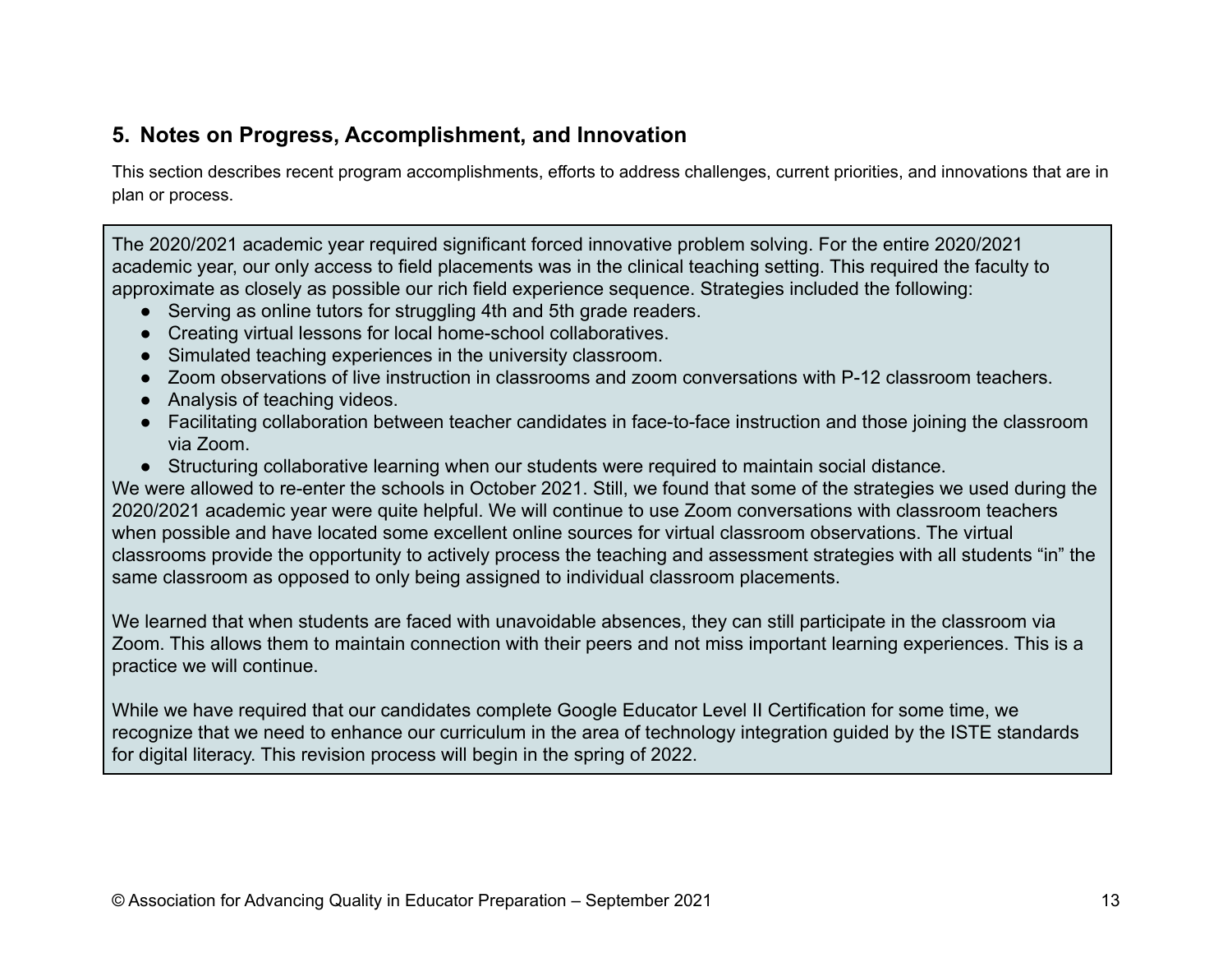## 5. Notes on Progress, Accomplishment, and Innovation

This section describes recent program accomplishments, efforts to address challenges, current priorities, and innovations that are in plan or process.

The 2020/2021 academic year required significant forced innovative problem solving. For the entire 2020/2021 academic year, our only access to field placements was in the clinical teaching setting. This required the faculty to approximate as closely as possible our rich field experience sequence. Strategies included the following:

- Serving as online tutors for struggling 4th and 5th grade readers.
- Creating virtual lessons for local home-school collaboratives.
- Simulated teaching experiences in the university classroom.
- Zoom observations of live instruction in classrooms and zoom conversations with P-12 classroom teachers.
- Analysis of teaching videos.
- Facilitating collaboration between teacher candidates in face-to-face instruction and those joining the classroom via Zoom.
- Structuring collaborative learning when our students were required to maintain social distance.

We were allowed to re-enter the schools in October 2021. Still, we found that some of the strategies we used during the 2020/2021 academic year were quite helpful. We will continue to use Zoom conversations with classroom teachers when possible and have located some excellent online sources for virtual classroom observations. The virtual classrooms provide the opportunity to actively process the teaching and assessment strategies with all students "in" the same classroom as opposed to only being assigned to individual classroom placements.

We learned that when students are faced with unavoidable absences, they can still participate in the classroom via Zoom. This allows them to maintain connection with their peers and not miss important learning experiences. This is a practice we will continue.

While we have required that our candidates complete Google Educator Level II Certification for some time, we recognize that we need to enhance our curriculum in the area of technology integration guided by the ISTE standards for digital literacy. This revision process will begin in the spring of 2022.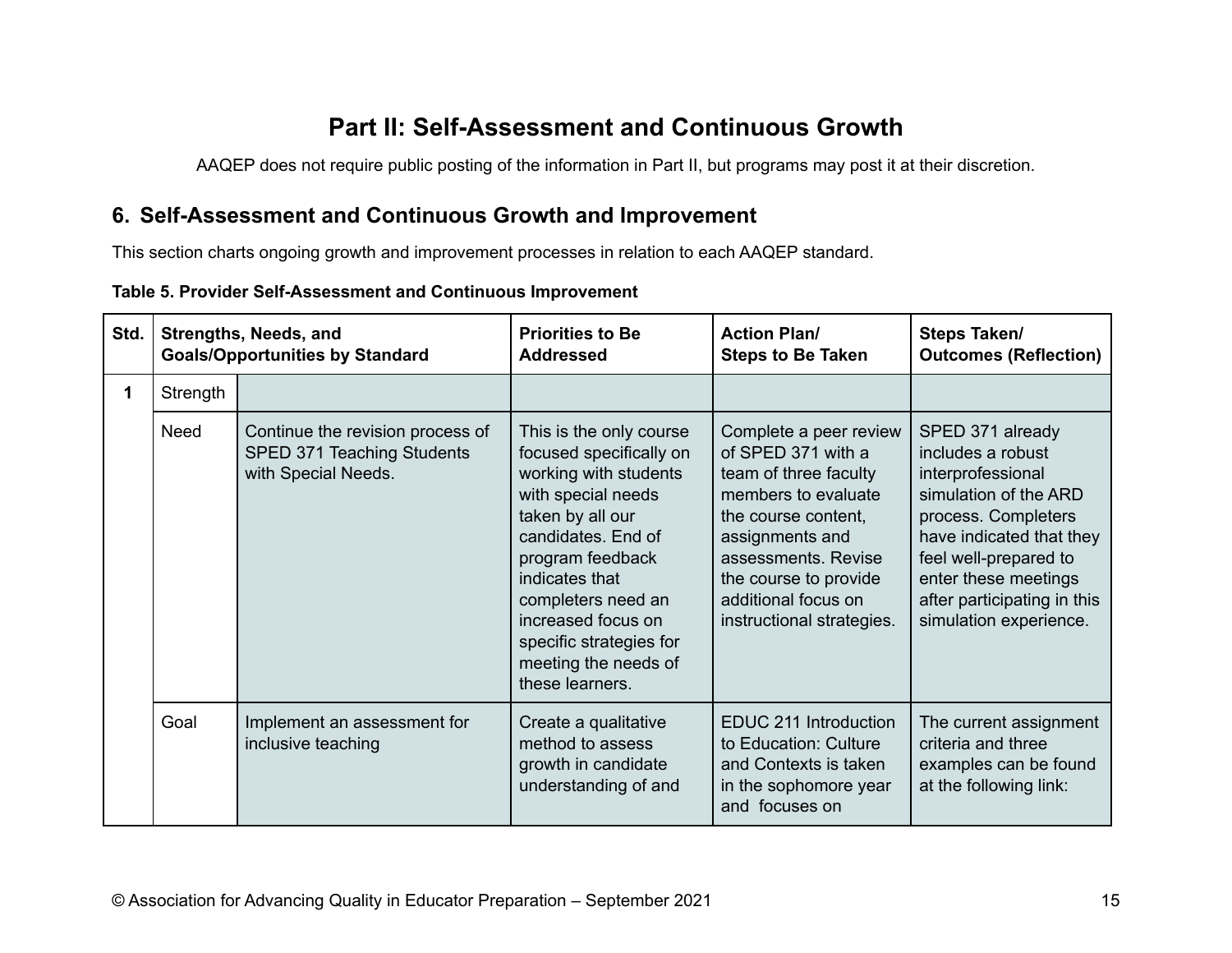# Part II: Self-Assessment and Continuous Growth

AAQEP does not require public posting of the information in Part II, but programs may post it at their discretion.

## 6. Self-Assessment and Continuous Growth and Improvement

This section charts ongoing growth and improvement processes in relation to each AAQEP standard.

**Table 5. Provider Self-Assessment and Continuous Improvement**

| Std. | Strengths, Needs, and Goals/Opportunities by Standard | | Priorities to Be Addressed | Action Plan/ Steps to Be Taken | Steps Taken/ Outcomes (Reflection) |
|---|---|---|---|---|---|
| 1 | Strength | | | | |
| | Need | Continue the revision process of SPED 371 Teaching Students with Special Needs. | This is the only course focused specifically on working with students with special needs taken by all our candidates. End of program feedback indicates that completers need an increased focus on specific strategies for meeting the needs of these learners. | Complete a peer review of SPED 371 with a team of three faculty members to evaluate the course content, assignments and assessments. Revise the course to provide additional focus on instructional strategies. | SPED 371 already includes a robust interprofessional simulation of the ARD process. Completers have indicated that they feel well-prepared to enter these meetings after participating in this simulation experience. |
| | Goal | Implement an assessment for inclusive teaching | Create a qualitative method to assess growth in candidate understanding of and | EDUC 211 Introduction to Education: Culture and Contexts is taken in the sophomore year and focuses on | The current assignment criteria and three examples can be found at the following link: |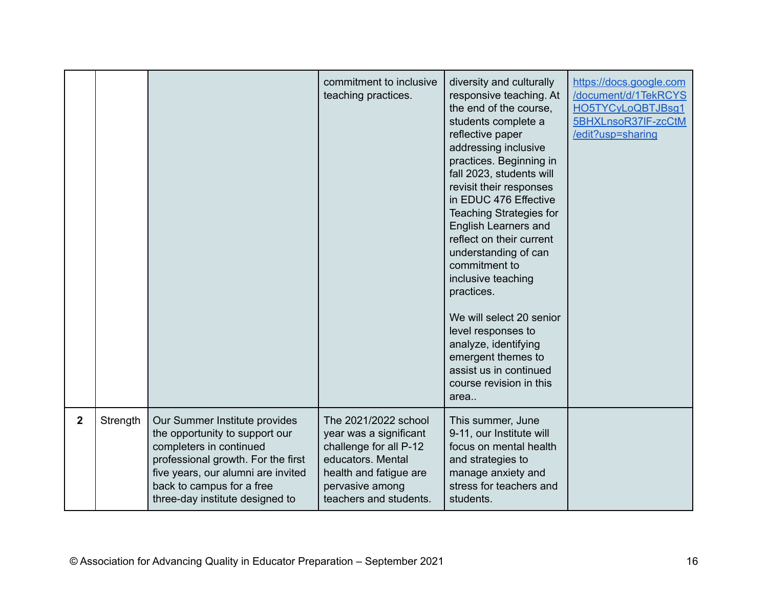| | | | | | |
|---|---|---|---|---|---|
| | | | commitment to inclusive teaching practices. | diversity and culturally responsive teaching. At the end of the course, students complete a reflective paper addressing inclusive practices. Beginning in fall 2023, students will revisit their responses in EDUC 476 Effective Teaching Strategies for English Learners and reflect on their current understanding of can commitment to inclusive teaching practices.<br><br>We will select 20 senior level responses to analyze, identifying emergent themes to assist us in continued course revision in this area.. | https://docs.google.com/document/d/1TekRCYSHO5TYCyLoQBTJBsg15BHXLnsoR37lF-zcCtM/edit?usp=sharing |
| **2** | Strength | Our Summer Institute provides the opportunity to support our completers in continued professional growth. For the first five years, our alumni are invited back to campus for a free three-day institute designed to | The 2021/2022 school year was a significant challenge for all P-12 educators. Mental health and fatigue are pervasive among teachers and students. | This summer, June 9-11, our Institute will focus on mental health and strategies to manage anxiety and stress for teachers and students. | |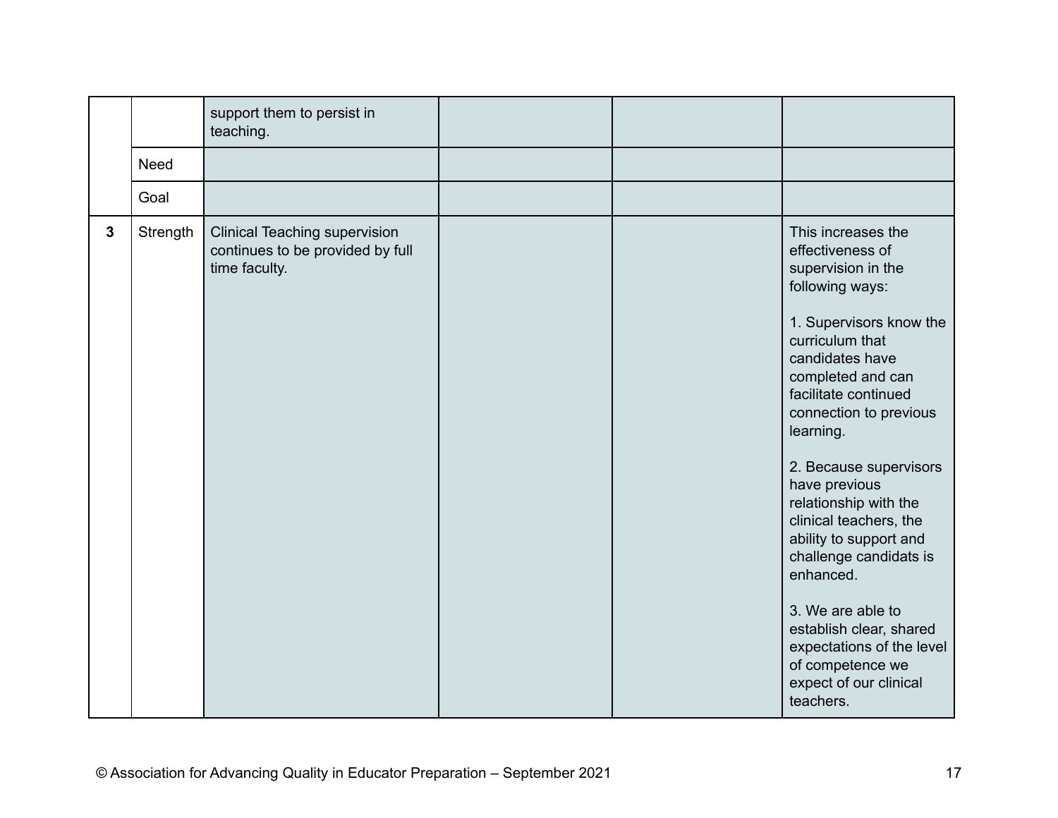| | | | | | |
|---|---|---|---|---|---|
| | | support them to persist in teaching. | | | |
| | Need | | | | |
| | Goal | | | | |
| **3** | Strength | Clinical Teaching supervision continues to be provided by full time faculty. | | | This increases the effectiveness of supervision in the following ways:<br><br>1. Supervisors know the curriculum that candidates have completed and can facilitate continued connection to previous learning.<br><br>2. Because supervisors have previous relationship with the clinical teachers, the ability to support and challenge candidats is enhanced.<br><br>3. We are able to establish clear, shared expectations of the level of competence we expect of our clinical teachers. |

© Association for Advancing Quality in Educator Preparation – September 2021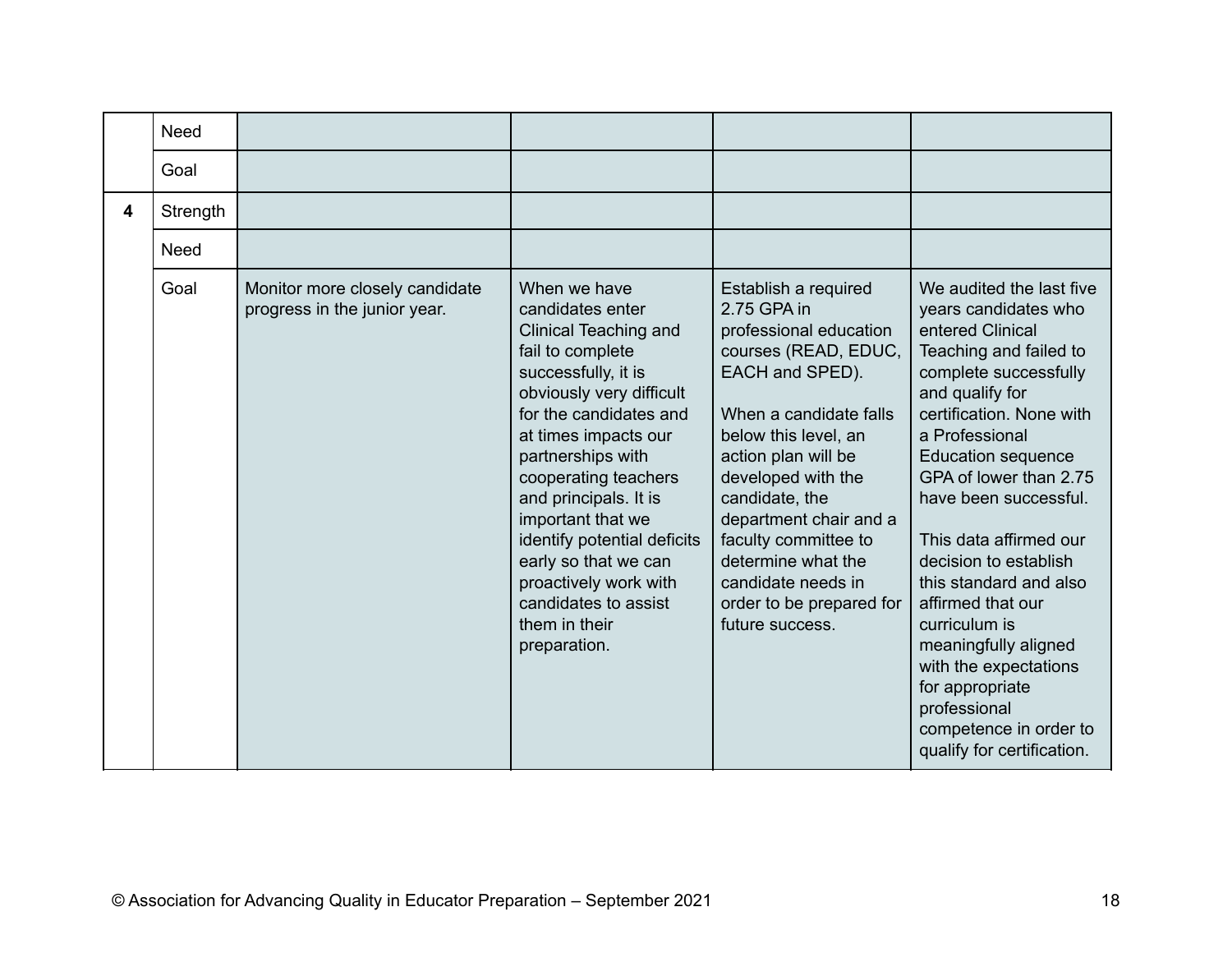| | | | | | |
|---|---|---|---|---|---|
| | Need | | | | |
| | Goal | | | | |
| **4** | Strength | | | | |
| | Need | | | | |
| | Goal | Monitor more closely candidate progress in the junior year. | When we have candidates enter Clinical Teaching and fail to complete successfully, it is obviously very difficult for the candidates and at times impacts our partnerships with cooperating teachers and principals. It is important that we identify potential deficits early so that we can proactively work with candidates to assist them in their preparation. | Establish a required 2.75 GPA in professional education courses (READ, EDUC, EACH and SPED).<br><br>When a candidate falls below this level, an action plan will be developed with the candidate, the department chair and a faculty committee to determine what the candidate needs in order to be prepared for future success. | We audited the last five years candidates who entered Clinical Teaching and failed to complete successfully and qualify for certification. None with a Professional Education sequence GPA of lower than 2.75 have been successful.<br><br>This data affirmed our decision to establish this standard and also affirmed that our curriculum is meaningfully aligned with the expectations for appropriate professional competence in order to qualify for certification. |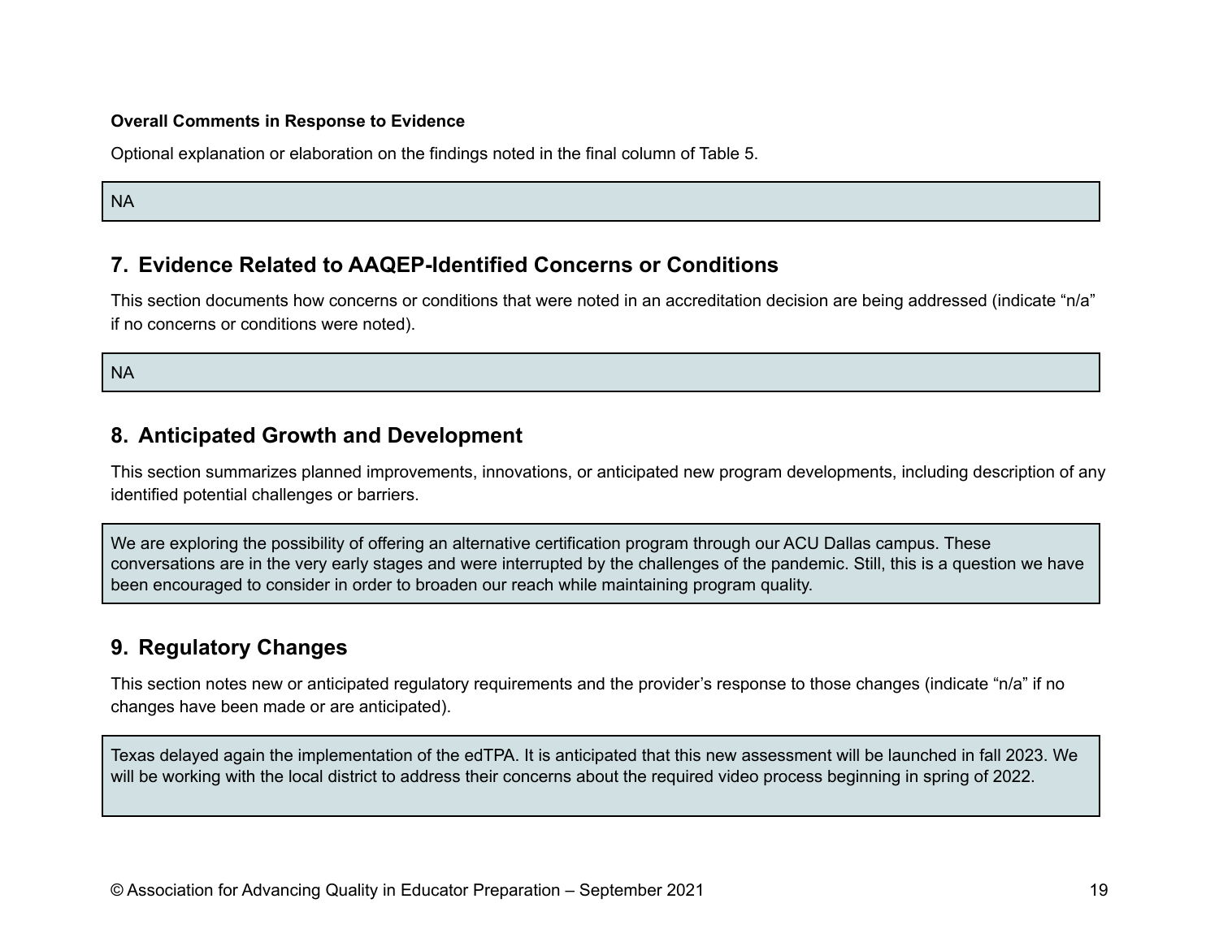**Overall Comments in Response to Evidence**

Optional explanation or elaboration on the findings noted in the final column of Table 5.

NA

## 7. Evidence Related to AAQEP-Identified Concerns or Conditions

This section documents how concerns or conditions that were noted in an accreditation decision are being addressed (indicate "n/a" if no concerns or conditions were noted).

NA

## 8. Anticipated Growth and Development

This section summarizes planned improvements, innovations, or anticipated new program developments, including description of any identified potential challenges or barriers.

We are exploring the possibility of offering an alternative certification program through our ACU Dallas campus. These conversations are in the very early stages and were interrupted by the challenges of the pandemic. Still, this is a question we have been encouraged to consider in order to broaden our reach while maintaining program quality.

## 9. Regulatory Changes

This section notes new or anticipated regulatory requirements and the provider's response to those changes (indicate "n/a" if no changes have been made or are anticipated).

Texas delayed again the implementation of the edTPA. It is anticipated that this new assessment will be launched in fall 2023. We will be working with the local district to address their concerns about the required video process beginning in spring of 2022.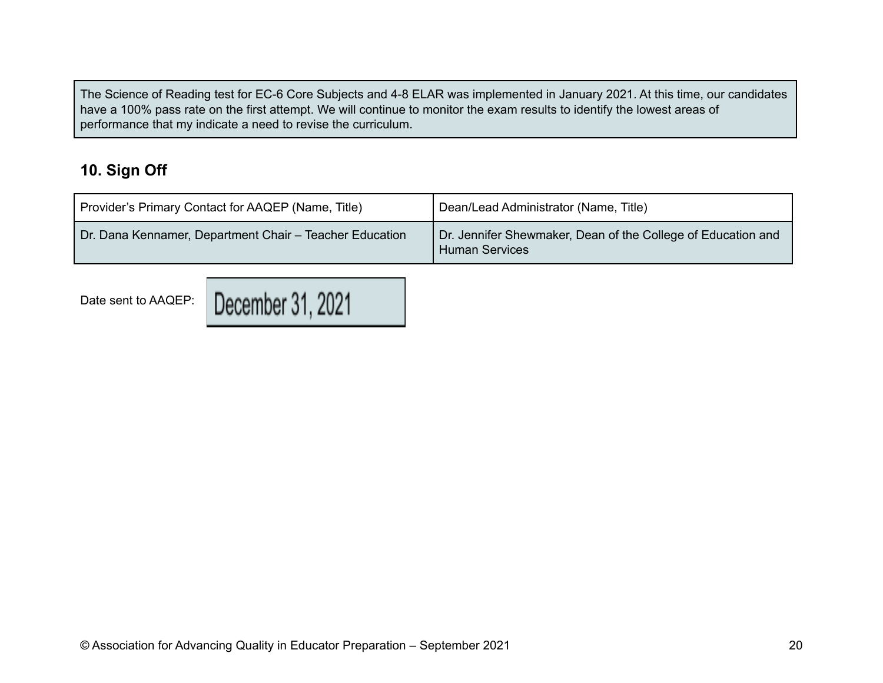The Science of Reading test for EC-6 Core Subjects and 4-8 ELAR was implemented in January 2021. At this time, our candidates have a 100% pass rate on the first attempt. We will continue to monitor the exam results to identify the lowest areas of performance that my indicate a need to revise the curriculum.

## 10. Sign Off

| Provider's Primary Contact for AAQEP (Name, Title) | Dean/Lead Administrator (Name, Title) |
|---|---|
| Dr. Dana Kennamer, Department Chair – Teacher Education | Dr. Jennifer Shewmaker, Dean of the College of Education and Human Services |

Date sent to AAQEP: December 31, 2021

© Association for Advancing Quality in Educator Preparation – September 2021